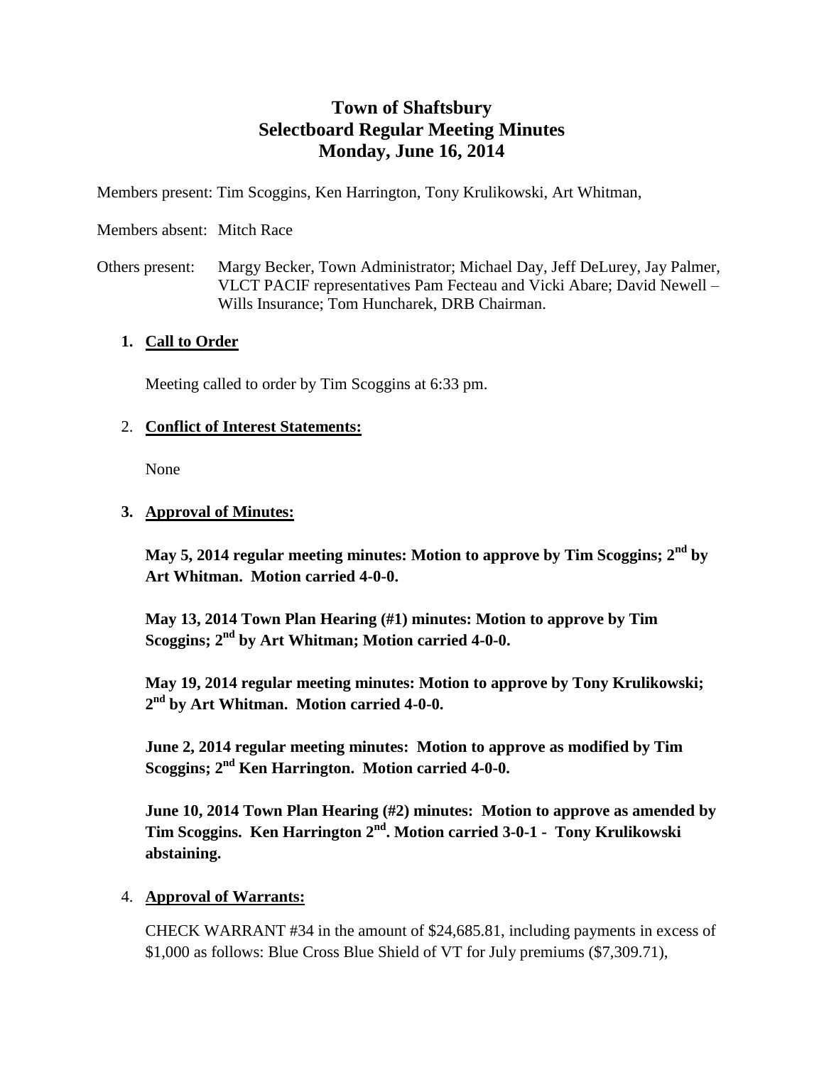# Town of Shaftsbury
# Selectboard Regular Meeting Minutes
# Monday, June 16, 2014

Members present: Tim Scoggins, Ken Harrington, Tony Krulikowski, Art Whitman,

Members absent: Mitch Race

Others present: Margy Becker, Town Administrator; Michael Day, Jeff DeLurey, Jay Palmer, VLCT PACIF representatives Pam Fecteau and Vicki Abare; David Newell – Wills Insurance; Tom Huncharek, DRB Chairman.

1. **Call to Order**

   Meeting called to order by Tim Scoggins at 6:33 pm.

2. **Conflict of Interest Statements:**

   None

3. **Approval of Minutes:**

   **May 5, 2014 regular meeting minutes: Motion to approve by Tim Scoggins; 2nd by Art Whitman. Motion carried 4-0-0.**

   **May 13, 2014 Town Plan Hearing (#1) minutes: Motion to approve by Tim Scoggins; 2nd by Art Whitman; Motion carried 4-0-0.**

   **May 19, 2014 regular meeting minutes: Motion to approve by Tony Krulikowski; 2nd by Art Whitman. Motion carried 4-0-0.**

   **June 2, 2014 regular meeting minutes: Motion to approve as modified by Tim Scoggins; 2nd Ken Harrington. Motion carried 4-0-0.**

   **June 10, 2014 Town Plan Hearing (#2) minutes: Motion to approve as amended by Tim Scoggins. Ken Harrington 2nd. Motion carried 3-0-1 - Tony Krulikowski abstaining.**

4. **Approval of Warrants:**

   CHECK WARRANT #34 in the amount of $24,685.81, including payments in excess of $1,000 as follows: Blue Cross Blue Shield of VT for July premiums ($7,309.71),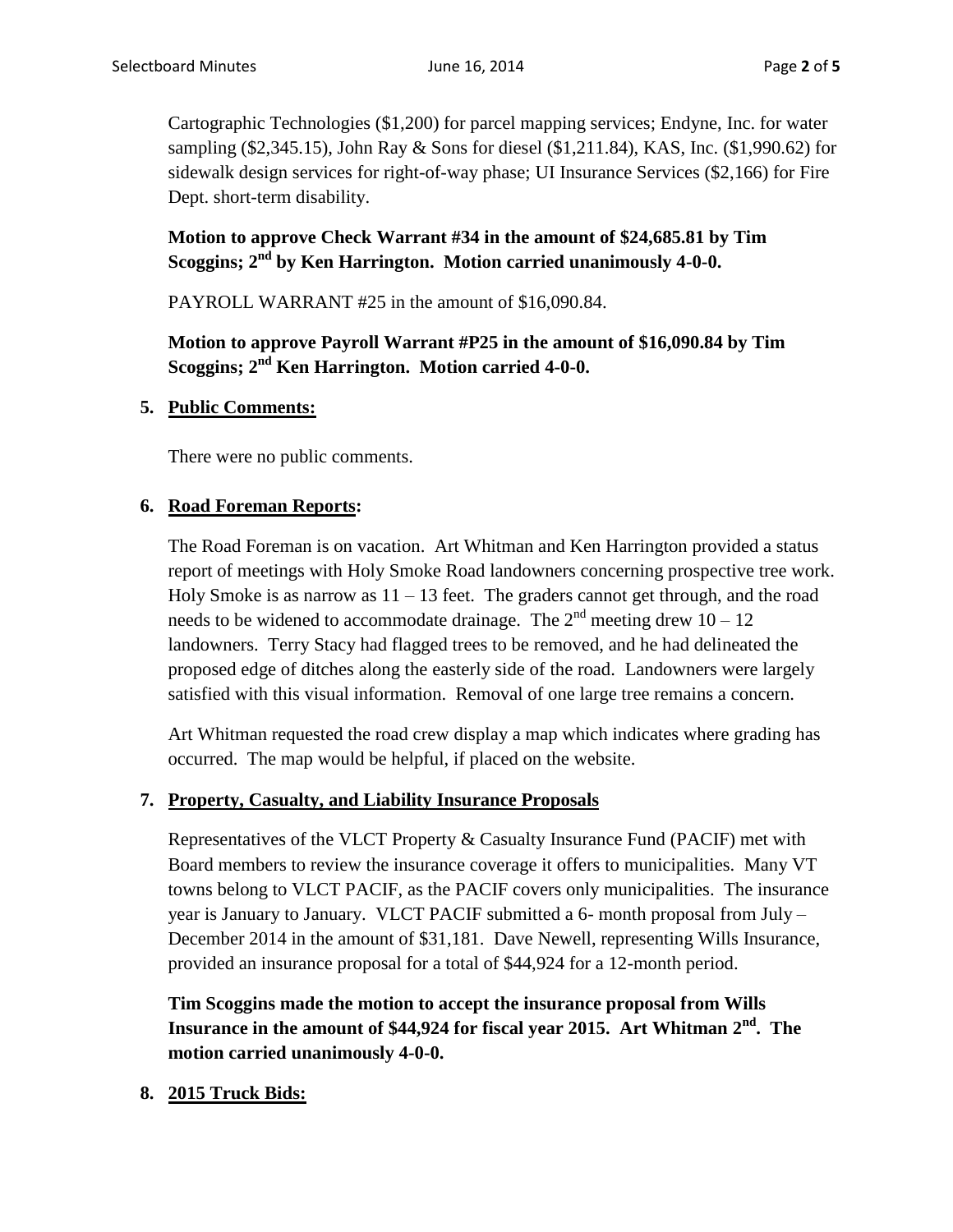Cartographic Technologies ($1,200) for parcel mapping services; Endyne, Inc. for water sampling ($2,345.15), John Ray & Sons for diesel ($1,211.84), KAS, Inc. ($1,990.62) for sidewalk design services for right-of-way phase; UI Insurance Services ($2,166) for Fire Dept. short-term disability.

**Motion to approve Check Warrant #34 in the amount of $24,685.81 by Tim Scoggins; 2nd by Ken Harrington. Motion carried unanimously 4-0-0.**

PAYROLL WARRANT #25 in the amount of $16,090.84.

**Motion to approve Payroll Warrant #P25 in the amount of $16,090.84 by Tim Scoggins; 2nd Ken Harrington. Motion carried 4-0-0.**

**5. Public Comments:**

There were no public comments.

**6. Road Foreman Reports:**

The Road Foreman is on vacation. Art Whitman and Ken Harrington provided a status report of meetings with Holy Smoke Road landowners concerning prospective tree work. Holy Smoke is as narrow as 11 – 13 feet. The graders cannot get through, and the road needs to be widened to accommodate drainage. The 2nd meeting drew 10 – 12 landowners. Terry Stacy had flagged trees to be removed, and he had delineated the proposed edge of ditches along the easterly side of the road. Landowners were largely satisfied with this visual information. Removal of one large tree remains a concern.

Art Whitman requested the road crew display a map which indicates where grading has occurred. The map would be helpful, if placed on the website.

**7. Property, Casualty, and Liability Insurance Proposals**

Representatives of the VLCT Property & Casualty Insurance Fund (PACIF) met with Board members to review the insurance coverage it offers to municipalities. Many VT towns belong to VLCT PACIF, as the PACIF covers only municipalities. The insurance year is January to January. VLCT PACIF submitted a 6- month proposal from July – December 2014 in the amount of $31,181. Dave Newell, representing Wills Insurance, provided an insurance proposal for a total of $44,924 for a 12-month period.

**Tim Scoggins made the motion to accept the insurance proposal from Wills Insurance in the amount of $44,924 for fiscal year 2015. Art Whitman 2nd. The motion carried unanimously 4-0-0.**

**8. 2015 Truck Bids:**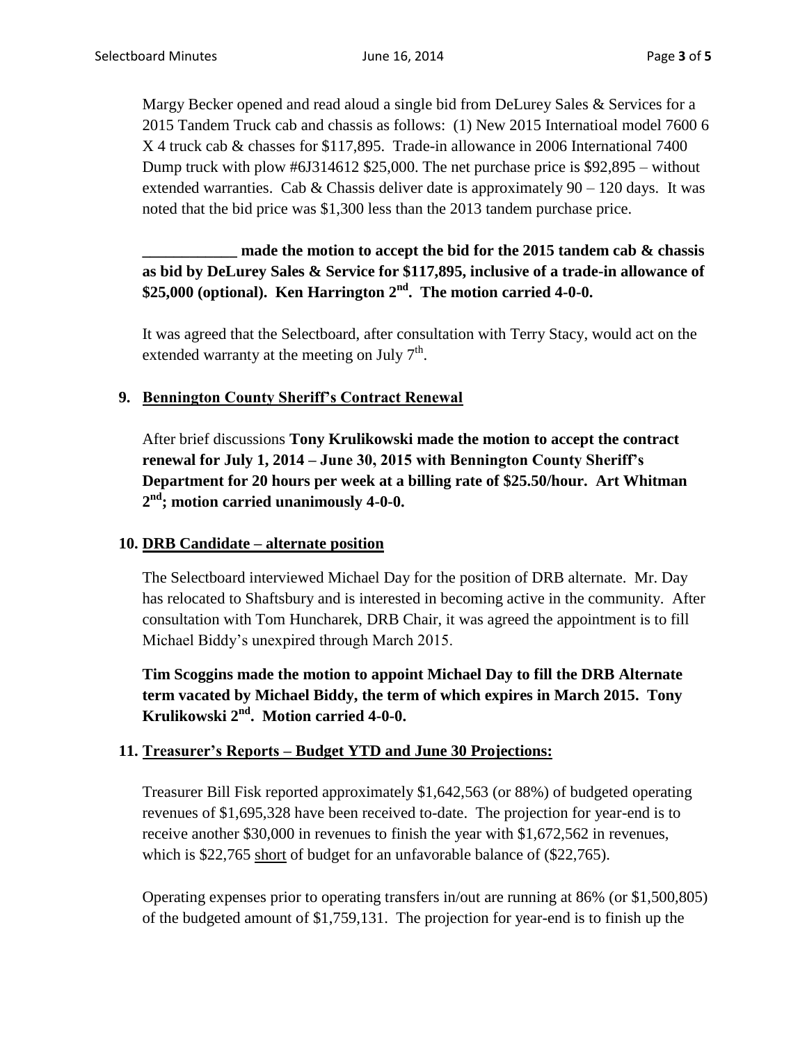Margy Becker opened and read aloud a single bid from DeLurey Sales & Services for a 2015 Tandem Truck cab and chassis as follows: (1) New 2015 Internatioal model 7600 6 X 4 truck cab & chasses for $117,895. Trade-in allowance in 2006 International 7400 Dump truck with plow #6J314612 $25,000. The net purchase price is $92,895 – without extended warranties. Cab & Chassis deliver date is approximately 90 – 120 days. It was noted that the bid price was $1,300 less than the 2013 tandem purchase price.

**____________ made the motion to accept the bid for the 2015 tandem cab & chassis as bid by DeLurey Sales & Service for $117,895, inclusive of a trade-in allowance of $25,000 (optional). Ken Harrington 2nd. The motion carried 4-0-0.**

It was agreed that the Selectboard, after consultation with Terry Stacy, would act on the extended warranty at the meeting on July 7th.

## 9. Bennington County Sheriff's Contract Renewal

After brief discussions **Tony Krulikowski made the motion to accept the contract renewal for July 1, 2014 – June 30, 2015 with Bennington County Sheriff's Department for 20 hours per week at a billing rate of $25.50/hour. Art Whitman 2nd; motion carried unanimously 4-0-0.**

## 10. DRB Candidate – alternate position

The Selectboard interviewed Michael Day for the position of DRB alternate. Mr. Day has relocated to Shaftsbury and is interested in becoming active in the community. After consultation with Tom Huncharek, DRB Chair, it was agreed the appointment is to fill Michael Biddy's unexpired through March 2015.

**Tim Scoggins made the motion to appoint Michael Day to fill the DRB Alternate term vacated by Michael Biddy, the term of which expires in March 2015. Tony Krulikowski 2nd. Motion carried 4-0-0.**

## 11. Treasurer's Reports – Budget YTD and June 30 Projections:

Treasurer Bill Fisk reported approximately $1,642,563 (or 88%) of budgeted operating revenues of $1,695,328 have been received to-date. The projection for year-end is to receive another $30,000 in revenues to finish the year with $1,672,562 in revenues, which is $22,765 short of budget for an unfavorable balance of ($22,765).

Operating expenses prior to operating transfers in/out are running at 86% (or $1,500,805) of the budgeted amount of $1,759,131. The projection for year-end is to finish up the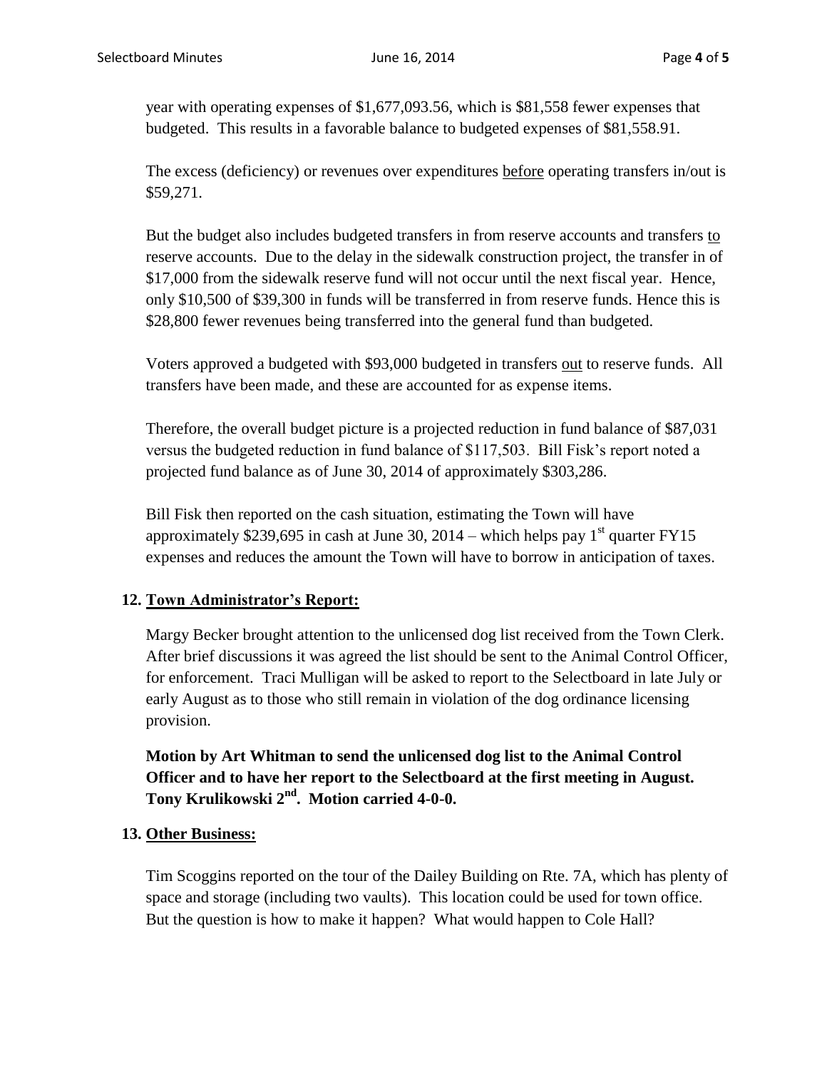year with operating expenses of $1,677,093.56, which is $81,558 fewer expenses that budgeted. This results in a favorable balance to budgeted expenses of $81,558.91.

The excess (deficiency) or revenues over expenditures before operating transfers in/out is $59,271.

But the budget also includes budgeted transfers in from reserve accounts and transfers to reserve accounts. Due to the delay in the sidewalk construction project, the transfer in of $17,000 from the sidewalk reserve fund will not occur until the next fiscal year. Hence, only $10,500 of $39,300 in funds will be transferred in from reserve funds. Hence this is $28,800 fewer revenues being transferred into the general fund than budgeted.

Voters approved a budgeted with $93,000 budgeted in transfers out to reserve funds. All transfers have been made, and these are accounted for as expense items.

Therefore, the overall budget picture is a projected reduction in fund balance of $87,031 versus the budgeted reduction in fund balance of $117,503. Bill Fisk's report noted a projected fund balance as of June 30, 2014 of approximately $303,286.

Bill Fisk then reported on the cash situation, estimating the Town will have approximately $239,695 in cash at June 30, 2014 – which helps pay 1st quarter FY15 expenses and reduces the amount the Town will have to borrow in anticipation of taxes.

**12. Town Administrator's Report:**

Margy Becker brought attention to the unlicensed dog list received from the Town Clerk. After brief discussions it was agreed the list should be sent to the Animal Control Officer, for enforcement. Traci Mulligan will be asked to report to the Selectboard in late July or early August as to those who still remain in violation of the dog ordinance licensing provision.

**Motion by Art Whitman to send the unlicensed dog list to the Animal Control Officer and to have her report to the Selectboard at the first meeting in August. Tony Krulikowski 2nd. Motion carried 4-0-0.**

**13. Other Business:**

Tim Scoggins reported on the tour of the Dailey Building on Rte. 7A, which has plenty of space and storage (including two vaults). This location could be used for town office. But the question is how to make it happen? What would happen to Cole Hall?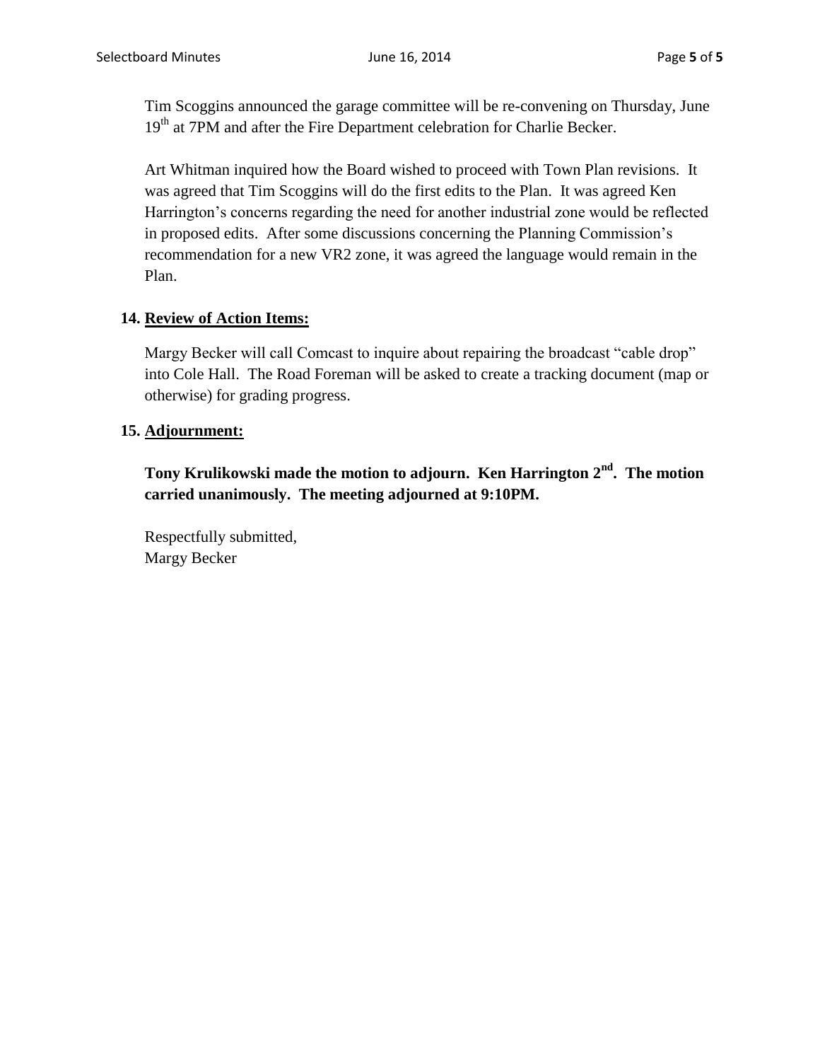Tim Scoggins announced the garage committee will be re-convening on Thursday, June 19th at 7PM and after the Fire Department celebration for Charlie Becker.

Art Whitman inquired how the Board wished to proceed with Town Plan revisions. It was agreed that Tim Scoggins will do the first edits to the Plan. It was agreed Ken Harrington's concerns regarding the need for another industrial zone would be reflected in proposed edits. After some discussions concerning the Planning Commission's recommendation for a new VR2 zone, it was agreed the language would remain in the Plan.

**14. Review of Action Items:**

Margy Becker will call Comcast to inquire about repairing the broadcast "cable drop" into Cole Hall. The Road Foreman will be asked to create a tracking document (map or otherwise) for grading progress.

**15. Adjournment:**

**Tony Krulikowski made the motion to adjourn. Ken Harrington 2nd. The motion carried unanimously. The meeting adjourned at 9:10PM.**

Respectfully submitted,
Margy Becker